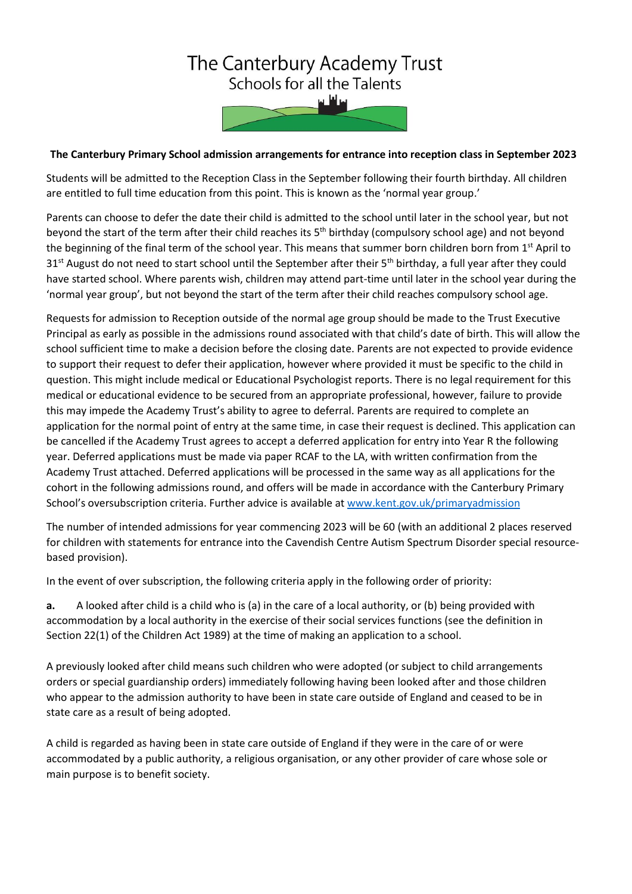# The Canterbury Academy Trust

Schools for all the Talents

**The Canterbury Primary School admission arrangements for entrance into reception class in September 2023**

Students will be admitted to the Reception Class in the September following their fourth birthday. All children are entitled to full time education from this point. This is known as the 'normal year group.'

Parents can choose to defer the date their child is admitted to the school until later in the school year, but not beyond the start of the term after their child reaches its 5th birthday (compulsory school age) and not beyond the beginning of the final term of the school year. This means that summer born children born from 1st April to 31st August do not need to start school until the September after their 5th birthday, a full year after they could have started school. Where parents wish, children may attend part-time until later in the school year during the 'normal year group', but not beyond the start of the term after their child reaches compulsory school age.

Requests for admission to Reception outside of the normal age group should be made to the Trust Executive Principal as early as possible in the admissions round associated with that child's date of birth. This will allow the school sufficient time to make a decision before the closing date. Parents are not expected to provide evidence to support their request to defer their application, however where provided it must be specific to the child in question. This might include medical or Educational Psychologist reports. There is no legal requirement for this medical or educational evidence to be secured from an appropriate professional, however, failure to provide this may impede the Academy Trust's ability to agree to deferral. Parents are required to complete an application for the normal point of entry at the same time, in case their request is declined. This application can be cancelled if the Academy Trust agrees to accept a deferred application for entry into Year R the following year. Deferred applications must be made via paper RCAF to the LA, with written confirmation from the Academy Trust attached. Deferred applications will be processed in the same way as all applications for the cohort in the following admissions round, and offers will be made in accordance with the Canterbury Primary School's oversubscription criteria. Further advice is available at www.kent.gov.uk/primaryadmission

The number of intended admissions for year commencing 2023 will be 60 (with an additional 2 places reserved for children with statements for entrance into the Cavendish Centre Autism Spectrum Disorder special resource-based provision).

In the event of over subscription, the following criteria apply in the following order of priority:

**a.** A looked after child is a child who is (a) in the care of a local authority, or (b) being provided with accommodation by a local authority in the exercise of their social services functions (see the definition in Section 22(1) of the Children Act 1989) at the time of making an application to a school.

A previously looked after child means such children who were adopted (or subject to child arrangements orders or special guardianship orders) immediately following having been looked after and those children who appear to the admission authority to have been in state care outside of England and ceased to be in state care as a result of being adopted.

A child is regarded as having been in state care outside of England if they were in the care of or were accommodated by a public authority, a religious organisation, or any other provider of care whose sole or main purpose is to benefit society.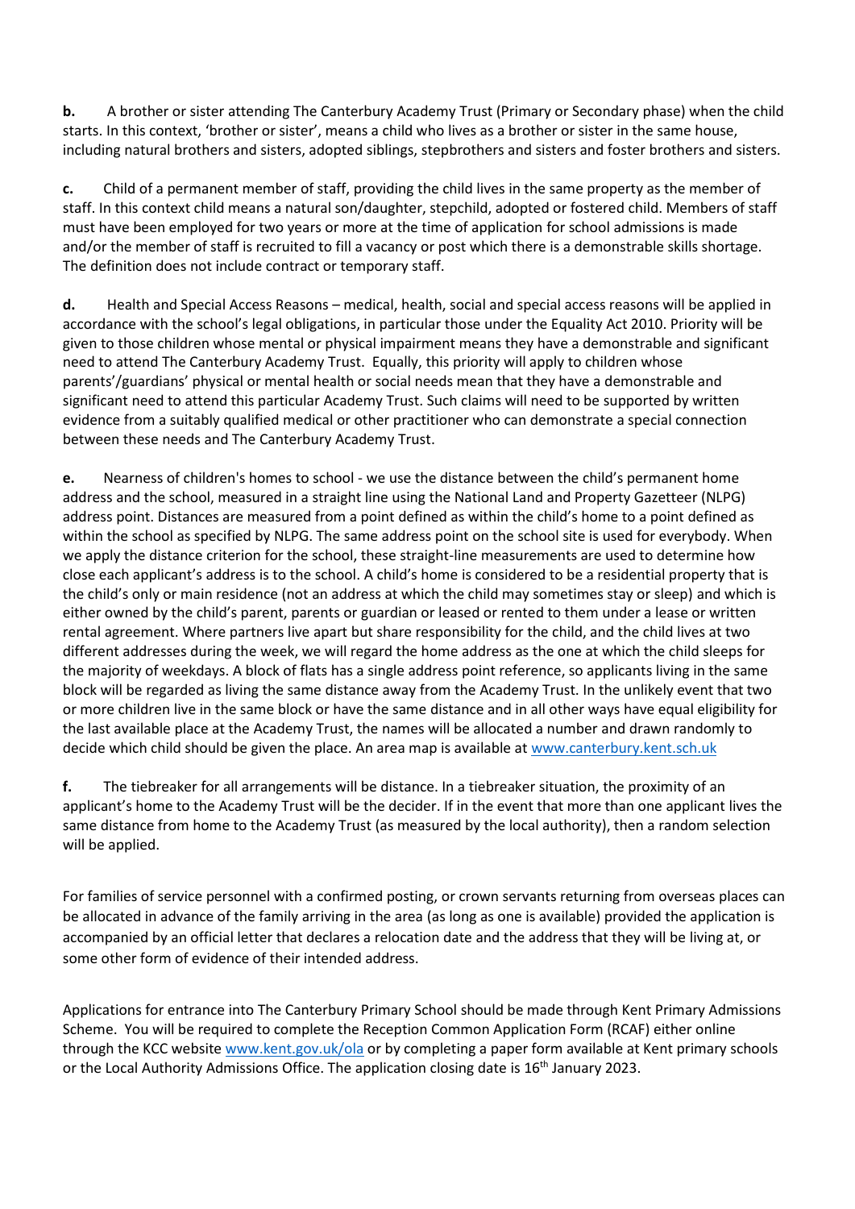**b.** A brother or sister attending The Canterbury Academy Trust (Primary or Secondary phase) when the child starts. In this context, 'brother or sister', means a child who lives as a brother or sister in the same house, including natural brothers and sisters, adopted siblings, stepbrothers and sisters and foster brothers and sisters.

**c.** Child of a permanent member of staff, providing the child lives in the same property as the member of staff. In this context child means a natural son/daughter, stepchild, adopted or fostered child. Members of staff must have been employed for two years or more at the time of application for school admissions is made and/or the member of staff is recruited to fill a vacancy or post which there is a demonstrable skills shortage. The definition does not include contract or temporary staff.

**d.** Health and Special Access Reasons – medical, health, social and special access reasons will be applied in accordance with the school's legal obligations, in particular those under the Equality Act 2010. Priority will be given to those children whose mental or physical impairment means they have a demonstrable and significant need to attend The Canterbury Academy Trust. Equally, this priority will apply to children whose parents'/guardians' physical or mental health or social needs mean that they have a demonstrable and significant need to attend this particular Academy Trust. Such claims will need to be supported by written evidence from a suitably qualified medical or other practitioner who can demonstrate a special connection between these needs and The Canterbury Academy Trust.

**e.** Nearness of children's homes to school - we use the distance between the child's permanent home address and the school, measured in a straight line using the National Land and Property Gazetteer (NLPG) address point. Distances are measured from a point defined as within the child's home to a point defined as within the school as specified by NLPG. The same address point on the school site is used for everybody. When we apply the distance criterion for the school, these straight-line measurements are used to determine how close each applicant's address is to the school. A child's home is considered to be a residential property that is the child's only or main residence (not an address at which the child may sometimes stay or sleep) and which is either owned by the child's parent, parents or guardian or leased or rented to them under a lease or written rental agreement. Where partners live apart but share responsibility for the child, and the child lives at two different addresses during the week, we will regard the home address as the one at which the child sleeps for the majority of weekdays. A block of flats has a single address point reference, so applicants living in the same block will be regarded as living the same distance away from the Academy Trust. In the unlikely event that two or more children live in the same block or have the same distance and in all other ways have equal eligibility for the last available place at the Academy Trust, the names will be allocated a number and drawn randomly to decide which child should be given the place. An area map is available at [www.canterbury.kent.sch.uk](http://www.canterbury.kent.sch.uk)

**f.** The tiebreaker for all arrangements will be distance. In a tiebreaker situation, the proximity of an applicant's home to the Academy Trust will be the decider. If in the event that more than one applicant lives the same distance from home to the Academy Trust (as measured by the local authority), then a random selection will be applied.

For families of service personnel with a confirmed posting, or crown servants returning from overseas places can be allocated in advance of the family arriving in the area (as long as one is available) provided the application is accompanied by an official letter that declares a relocation date and the address that they will be living at, or some other form of evidence of their intended address.

Applications for entrance into The Canterbury Primary School should be made through Kent Primary Admissions Scheme. You will be required to complete the Reception Common Application Form (RCAF) either online through the KCC website [www.kent.gov.uk/ola](http://www.kent.gov.uk/ola) or by completing a paper form available at Kent primary schools or the Local Authority Admissions Office. The application closing date is 16th January 2023.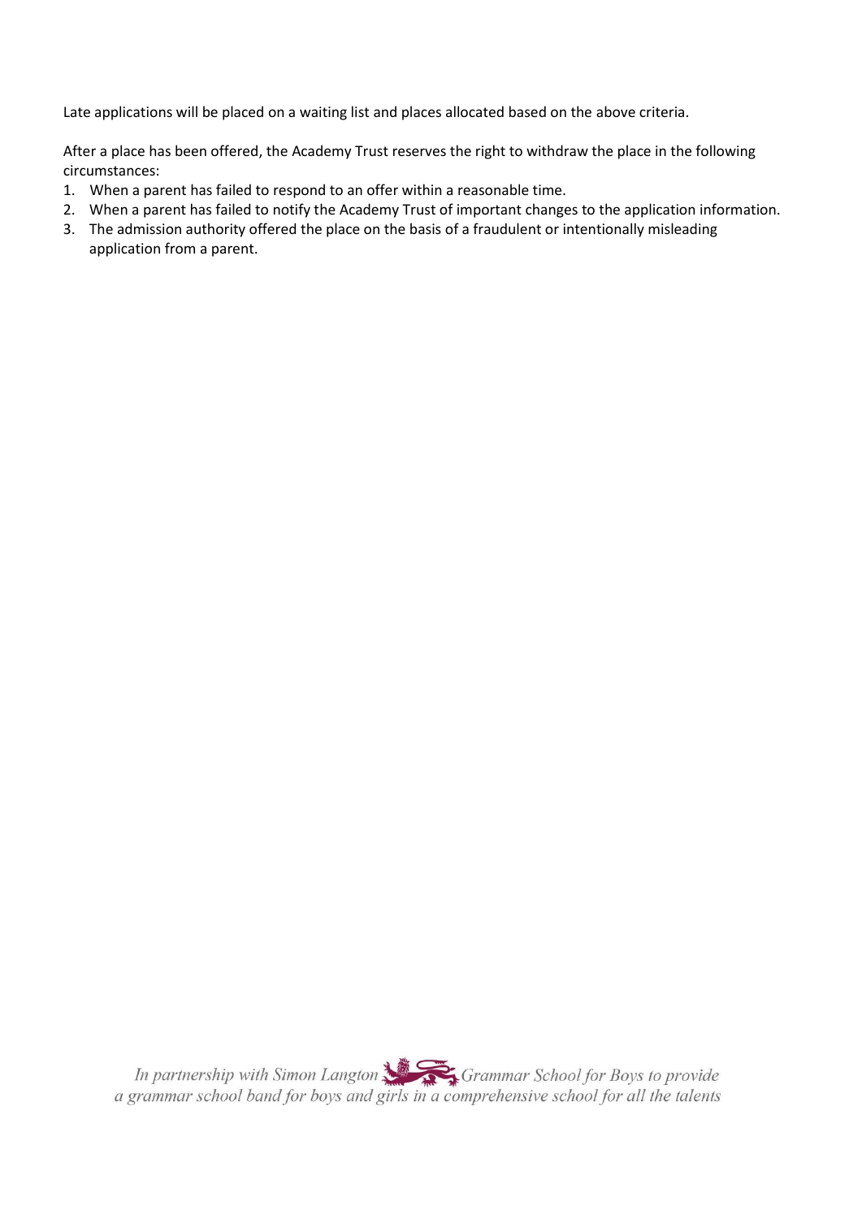Late applications will be placed on a waiting list and places allocated based on the above criteria.

After a place has been offered, the Academy Trust reserves the right to withdraw the place in the following circumstances:

1. When a parent has failed to respond to an offer within a reasonable time.
2. When a parent has failed to notify the Academy Trust of important changes to the application information.
3. The admission authority offered the place on the basis of a fraudulent or intentionally misleading application from a parent.